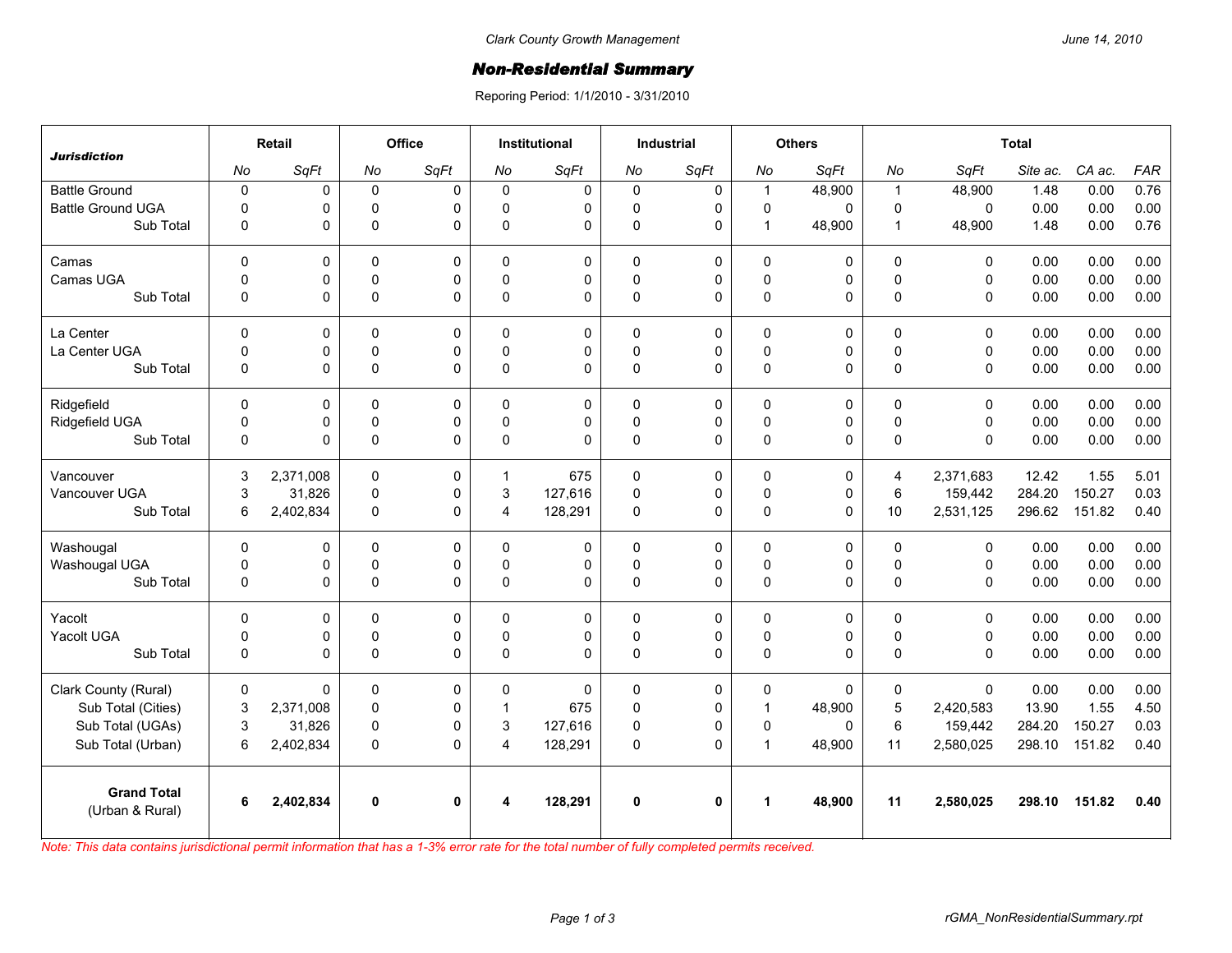Clark County Growth Management

June 14, 2010

# Non-Residential Summary

Reporing Period: 1/1/2010 - 3/31/2010

| Jurisdiction | Retail | | Office | | Institutional | | Industrial | | Others | | Total | | | | |
|---|---|---|---|---|---|---|---|---|---|---|---|---|---|---|---|
| | No | SqFt | No | SqFt | No | SqFt | No | SqFt | No | SqFt | No | SqFt | Site ac. | CA ac. | FAR |
| Battle Ground | 0 | 0 | 0 | 0 | 0 | 0 | 0 | 0 | 1 | 48,900 | 1 | 48,900 | 1.48 | 0.00 | 0.76 |
| Battle Ground UGA | 0 | 0 | 0 | 0 | 0 | 0 | 0 | 0 | 0 | 0 | 0 | 0 | 0.00 | 0.00 | 0.00 |
| Sub Total | 0 | 0 | 0 | 0 | 0 | 0 | 0 | 0 | 1 | 48,900 | 1 | 48,900 | 1.48 | 0.00 | 0.76 |
| Camas | 0 | 0 | 0 | 0 | 0 | 0 | 0 | 0 | 0 | 0 | 0 | 0 | 0.00 | 0.00 | 0.00 |
| Camas UGA | 0 | 0 | 0 | 0 | 0 | 0 | 0 | 0 | 0 | 0 | 0 | 0 | 0.00 | 0.00 | 0.00 |
| Sub Total | 0 | 0 | 0 | 0 | 0 | 0 | 0 | 0 | 0 | 0 | 0 | 0 | 0.00 | 0.00 | 0.00 |
| La Center | 0 | 0 | 0 | 0 | 0 | 0 | 0 | 0 | 0 | 0 | 0 | 0 | 0.00 | 0.00 | 0.00 |
| La Center UGA | 0 | 0 | 0 | 0 | 0 | 0 | 0 | 0 | 0 | 0 | 0 | 0 | 0.00 | 0.00 | 0.00 |
| Sub Total | 0 | 0 | 0 | 0 | 0 | 0 | 0 | 0 | 0 | 0 | 0 | 0 | 0.00 | 0.00 | 0.00 |
| Ridgefield | 0 | 0 | 0 | 0 | 0 | 0 | 0 | 0 | 0 | 0 | 0 | 0 | 0.00 | 0.00 | 0.00 |
| Ridgefield UGA | 0 | 0 | 0 | 0 | 0 | 0 | 0 | 0 | 0 | 0 | 0 | 0 | 0.00 | 0.00 | 0.00 |
| Sub Total | 0 | 0 | 0 | 0 | 0 | 0 | 0 | 0 | 0 | 0 | 0 | 0 | 0.00 | 0.00 | 0.00 |
| Vancouver | 3 | 2,371,008 | 0 | 0 | 1 | 675 | 0 | 0 | 0 | 0 | 4 | 2,371,683 | 12.42 | 1.55 | 5.01 |
| Vancouver UGA | 3 | 31,826 | 0 | 0 | 3 | 127,616 | 0 | 0 | 0 | 0 | 6 | 159,442 | 284.20 | 150.27 | 0.03 |
| Sub Total | 6 | 2,402,834 | 0 | 0 | 4 | 128,291 | 0 | 0 | 0 | 0 | 10 | 2,531,125 | 296.62 | 151.82 | 0.40 |
| Washougal | 0 | 0 | 0 | 0 | 0 | 0 | 0 | 0 | 0 | 0 | 0 | 0 | 0.00 | 0.00 | 0.00 |
| Washougal UGA | 0 | 0 | 0 | 0 | 0 | 0 | 0 | 0 | 0 | 0 | 0 | 0 | 0.00 | 0.00 | 0.00 |
| Sub Total | 0 | 0 | 0 | 0 | 0 | 0 | 0 | 0 | 0 | 0 | 0 | 0 | 0.00 | 0.00 | 0.00 |
| Yacolt | 0 | 0 | 0 | 0 | 0 | 0 | 0 | 0 | 0 | 0 | 0 | 0 | 0.00 | 0.00 | 0.00 |
| Yacolt UGA | 0 | 0 | 0 | 0 | 0 | 0 | 0 | 0 | 0 | 0 | 0 | 0 | 0.00 | 0.00 | 0.00 |
| Sub Total | 0 | 0 | 0 | 0 | 0 | 0 | 0 | 0 | 0 | 0 | 0 | 0 | 0.00 | 0.00 | 0.00 |
| Clark County (Rural) | 0 | 0 | 0 | 0 | 0 | 0 | 0 | 0 | 0 | 0 | 0 | 0 | 0.00 | 0.00 | 0.00 |
| Sub Total (Cities) | 3 | 2,371,008 | 0 | 0 | 1 | 675 | 0 | 0 | 1 | 48,900 | 5 | 2,420,583 | 13.90 | 1.55 | 4.50 |
| Sub Total (UGAs) | 3 | 31,826 | 0 | 0 | 3 | 127,616 | 0 | 0 | 0 | 0 | 6 | 159,442 | 284.20 | 150.27 | 0.03 |
| Sub Total (Urban) | 6 | 2,402,834 | 0 | 0 | 4 | 128,291 | 0 | 0 | 1 | 48,900 | 11 | 2,580,025 | 298.10 | 151.82 | 0.40 |
| **Grand Total** (Urban & Rural) | **6** | **2,402,834** | **0** | **0** | **4** | **128,291** | **0** | **0** | **1** | **48,900** | **11** | **2,580,025** | **298.10** | **151.82** | **0.40** |

*Note: This data contains jurisdictional permit information that has a 1-3% error rate for the total number of fully completed permits received.*

rGMA_NonResidentialSummary.rpt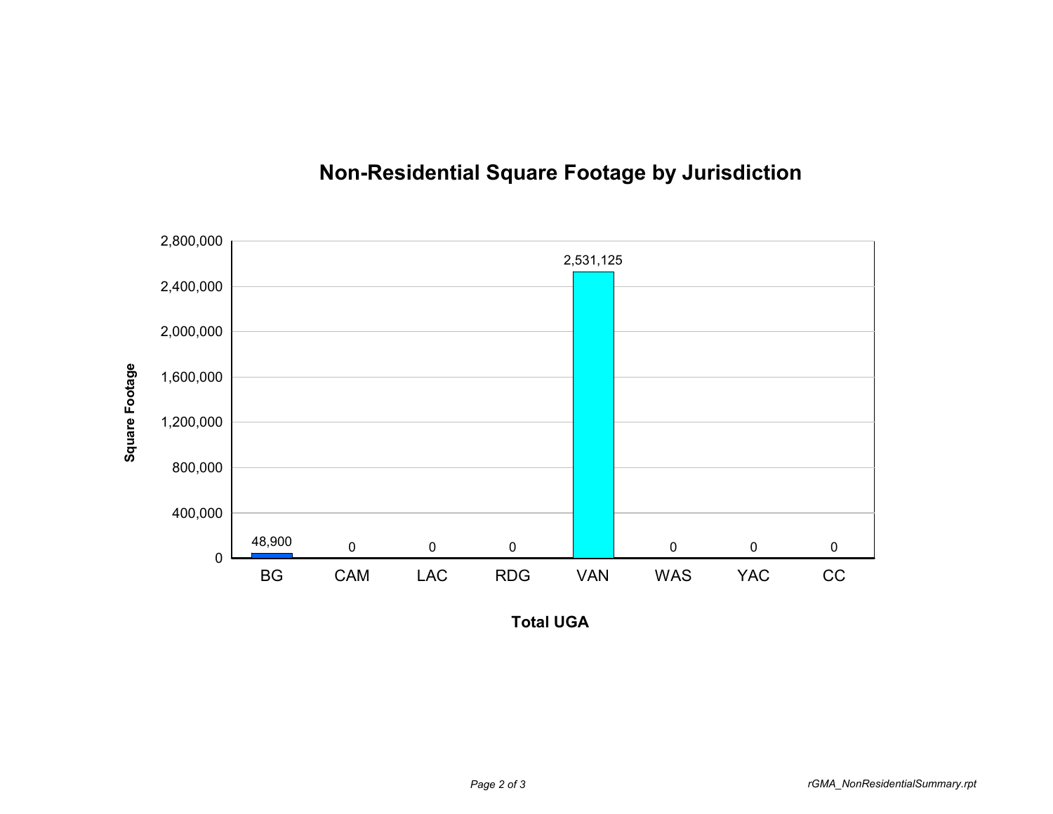## Non-Residential Square Footage by Jurisdiction

| Total UGA | Square Footage |
|---|---|
| BG | 48,900 |
| CAM | 0 |
| LAC | 0 |
| RDG | 0 |
| VAN | 2,531,125 |
| WAS | 0 |
| YAC | 0 |
| CC | 0 |

rGMA_NonResidentialSummary.rpt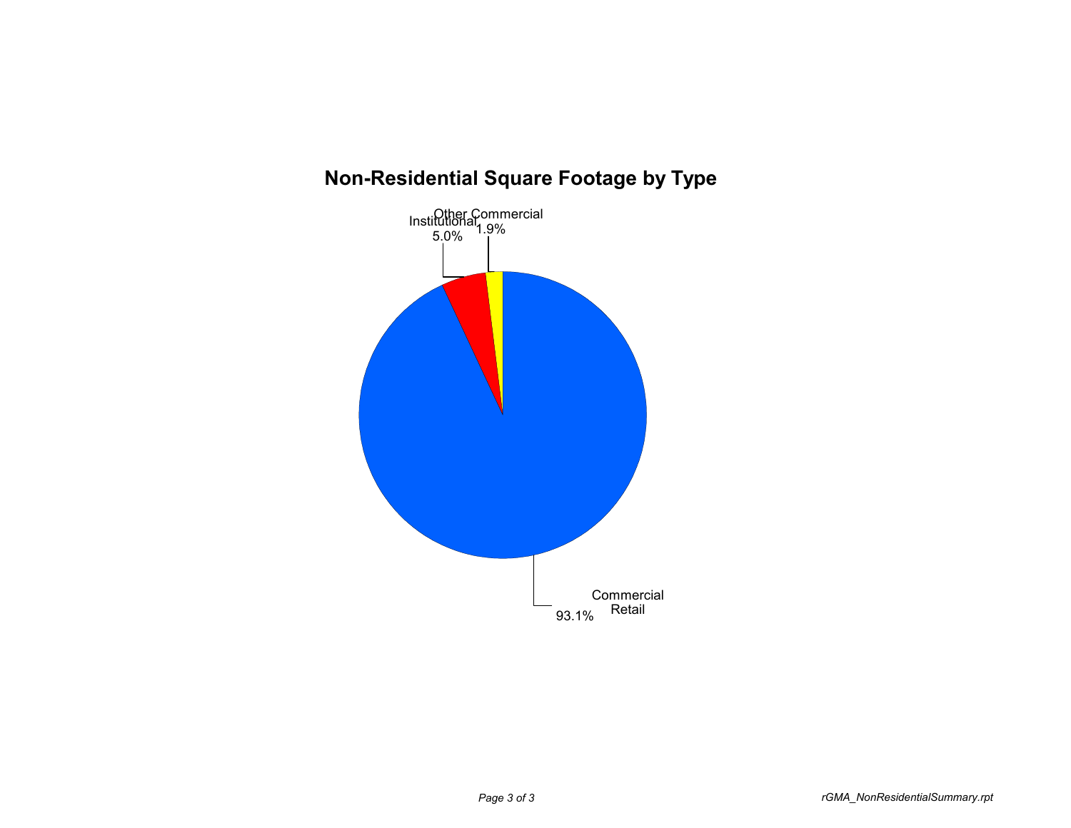# Non-Residential Square Footage by Type

Other Commercial
1.9%

Institutional
5.0%

Commercial
Retail
93.1%

rGMA_NonResidentialSummary.rpt